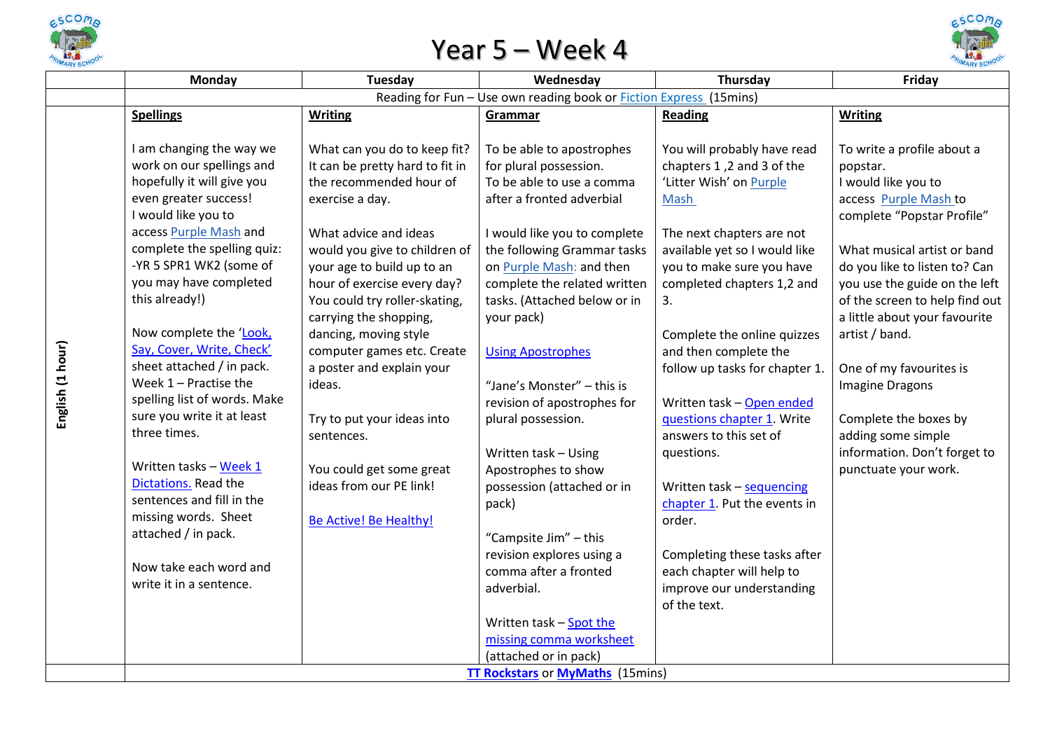# Year 5 – Week 4

| | Monday | Tuesday | Wednesday | Thursday | Friday |
|---|---|---|---|---|---|
| | Reading for Fun – Use own reading book or Fiction Express (15mins) | | | | |
| English (1 hour) | **Spellings**<br><br>I am changing the way we work on our spellings and hopefully it will give you even greater success!<br>I would like you to access Purple Mash and complete the spelling quiz:<br>-YR 5 SPR1 WK2 (some of you may have completed this already!)<br><br>Now complete the 'Look, Say, Cover, Write, Check' sheet attached / in pack.<br>Week 1 – Practise the spelling list of words. Make sure you write it at least three times.<br><br>Written tasks – Week 1 Dictations. Read the sentences and fill in the missing words. Sheet attached / in pack.<br><br>Now take each word and write it in a sentence. | **Writing**<br><br>What can you do to keep fit? It can be pretty hard to fit in the recommended hour of exercise a day.<br><br>What advice and ideas would you give to children of your age to build up to an hour of exercise every day? You could try roller-skating, carrying the shopping, dancing, moving style computer games etc. Create a poster and explain your ideas.<br><br>Try to put your ideas into sentences.<br><br>You could get some great ideas from our PE link!<br><br>Be Active! Be Healthy! | **Grammar**<br><br>To be able to apostrophes for plural possession.<br>To be able to use a comma after a fronted adverbial<br><br>I would like you to complete the following Grammar tasks on Purple Mash: and then complete the related written tasks. (Attached below or in your pack)<br><br>Using Apostrophes<br><br>"Jane's Monster" – this is revision of apostrophes for plural possession.<br><br>Written task – Using Apostrophes to show possession (attached or in pack)<br><br>"Campsite Jim" – this revision explores using a comma after a fronted adverbial.<br><br>Written task – Spot the missing comma worksheet (attached or in pack) | **Reading**<br><br>You will probably have read chapters 1 ,2 and 3 of the 'Litter Wish' on Purple Mash<br><br>The next chapters are not available yet so I would like you to make sure you have completed chapters 1,2 and 3.<br><br>Complete the online quizzes and then complete the follow up tasks for chapter 1.<br><br>Written task – Open ended questions chapter 1. Write answers to this set of questions.<br><br>Written task – sequencing chapter 1. Put the events in order.<br><br>Completing these tasks after each chapter will help to improve our understanding of the text. | **Writing**<br><br>To write a profile about a popstar.<br>I would like you to access Purple Mash to complete "Popstar Profile"<br><br>What musical artist or band do you like to listen to? Can you use the guide on the left of the screen to help find out a little about your favourite artist / band.<br><br>One of my favourites is Imagine Dragons<br><br>Complete the boxes by adding some simple information. Don't forget to punctuate your work. |
| | **TT Rockstars** or **MyMaths** (15mins) | | | | |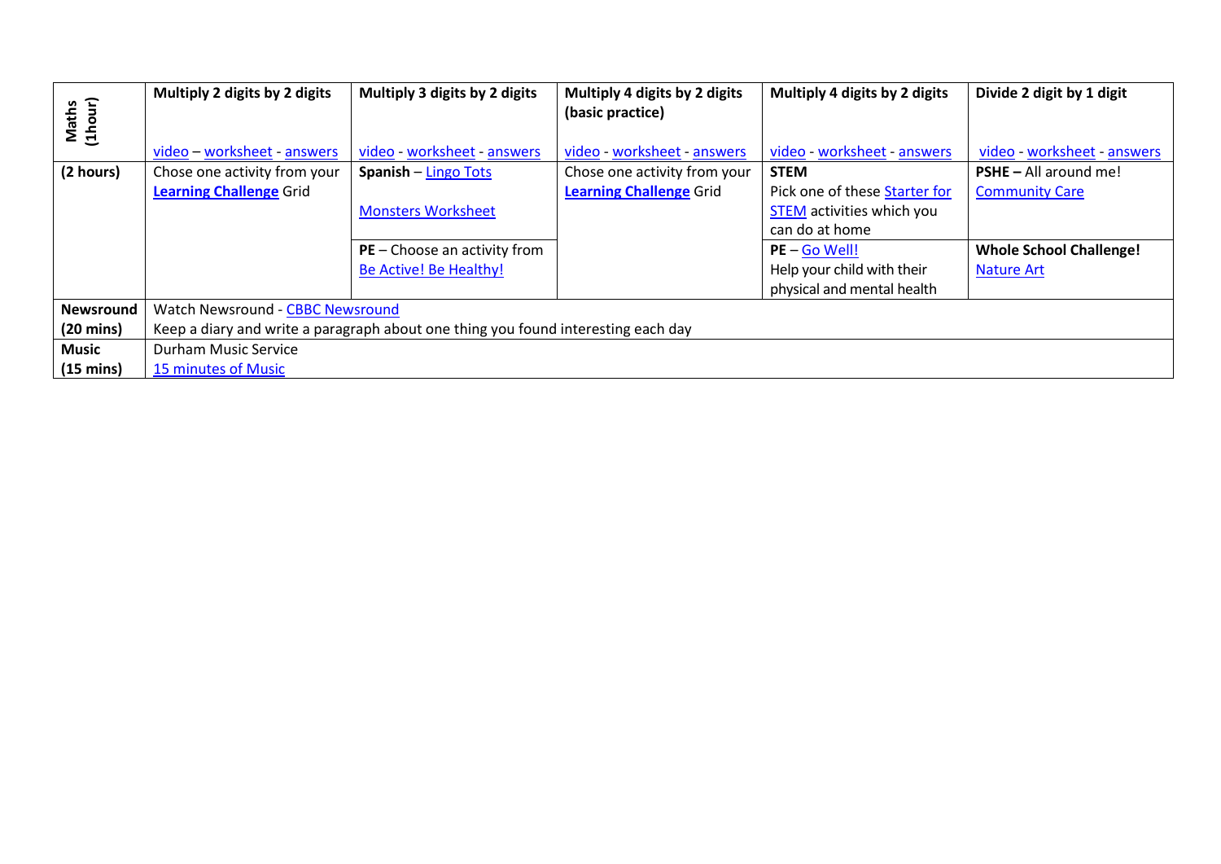| | | | | | |
|---|---|---|---|---|---|
| **Maths (1hour)** | **Multiply 2 digits by 2 digits**<br><br>video – worksheet - answers | **Multiply 3 digits by 2 digits**<br><br>video - worksheet - answers | **Multiply 4 digits by 2 digits (basic practice)**<br><br>video - worksheet - answers | **Multiply 4 digits by 2 digits**<br><br>video - worksheet - answers | **Divide 2 digit by 1 digit**<br><br>video - worksheet - answers |
| **(2 hours)** | Chose one activity from your **Learning Challenge** Grid | **Spanish** – Lingo Tots<br><br>Monsters Worksheet | Chose one activity from your **Learning Challenge** Grid | **STEM**<br>Pick one of these Starter for STEM activities which you can do at home | **PSHE –** All around me!<br>Community Care |
| | | **PE** – Choose an activity from Be Active! Be Healthy! | | **PE** – Go Well!<br>Help your child with their physical and mental health | **Whole School Challenge!**<br>Nature Art |
| **Newsround (20 mins)** | Watch Newsround - CBBC Newsround<br>Keep a diary and write a paragraph about one thing you found interesting each day | | | | |
| **Music (15 mins)** | Durham Music Service<br>15 minutes of Music | | | | |